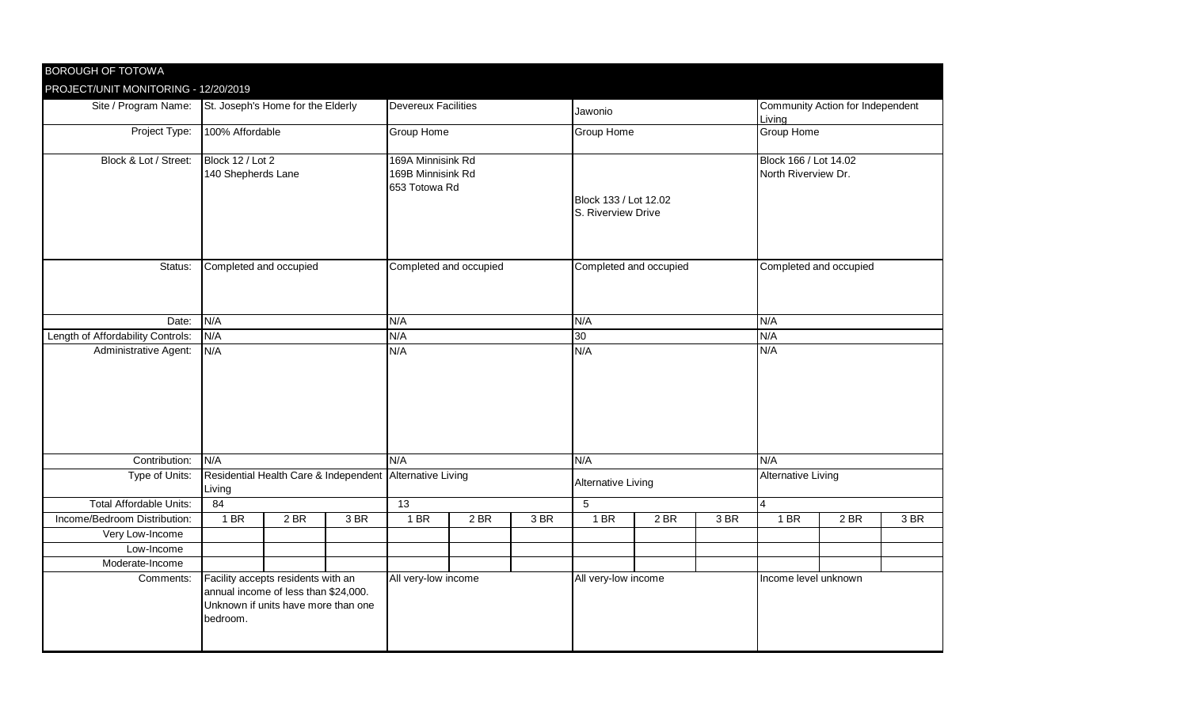**BOROUGH OF TOTOWA**

**PROJECT/UNIT MONITORING - 12/20/2019**

| Site / Program Name: | St. Joseph's Home for the Elderly | | | Devereux Facilities | | | Jawonio | | | Community Action for Independent Living | | |
|---|---|---|---|---|---|---|---|---|---|---|---|---|
| Project Type: | 100% Affordable | | | Group Home | | | Group Home | | | Group Home | | |
| Block & Lot / Street: | Block 12 / Lot 2<br>140 Shepherds Lane | | | 169A Minnisink Rd<br>169B Minnisink Rd<br>653 Totowa Rd | | | Block 133 / Lot 12.02<br>S. Riverview Drive | | | Block 166 / Lot 14.02<br>North Riverview Dr. | | |
| Status: | Completed and occupied | | | Completed and occupied | | | Completed and occupied | | | Completed and occupied | | |
| Date: | N/A | | | N/A | | | N/A | | | N/A | | |
| Length of Affordability Controls: | N/A | | | N/A | | | 30 | | | N/A | | |
| Administrative Agent: | N/A | | | N/A | | | N/A | | | N/A | | |
| Contribution: | N/A | | | N/A | | | N/A | | | N/A | | |
| Type of Units: | Residential Health Care & Independent Living | | | Alternative Living | | | Alternative Living | | | Alternative Living | | |
| Total Affordable Units: | 84 | | | 13 | | | 5 | | | 4 | | |
| Income/Bedroom Distribution: | 1 BR | 2 BR | 3 BR | 1 BR | 2 BR | 3 BR | 1 BR | 2 BR | 3 BR | 1 BR | 2 BR | 3 BR |
| Very Low-Income | | | | | | | | | | | | |
| Low-Income | | | | | | | | | | | | |
| Moderate-Income | | | | | | | | | | | | |
| Comments: | Facility accepts residents with an annual income of less than $24,000. Unknown if units have more than one bedroom. | | | All very-low income | | | All very-low income | | | Income level unknown | | |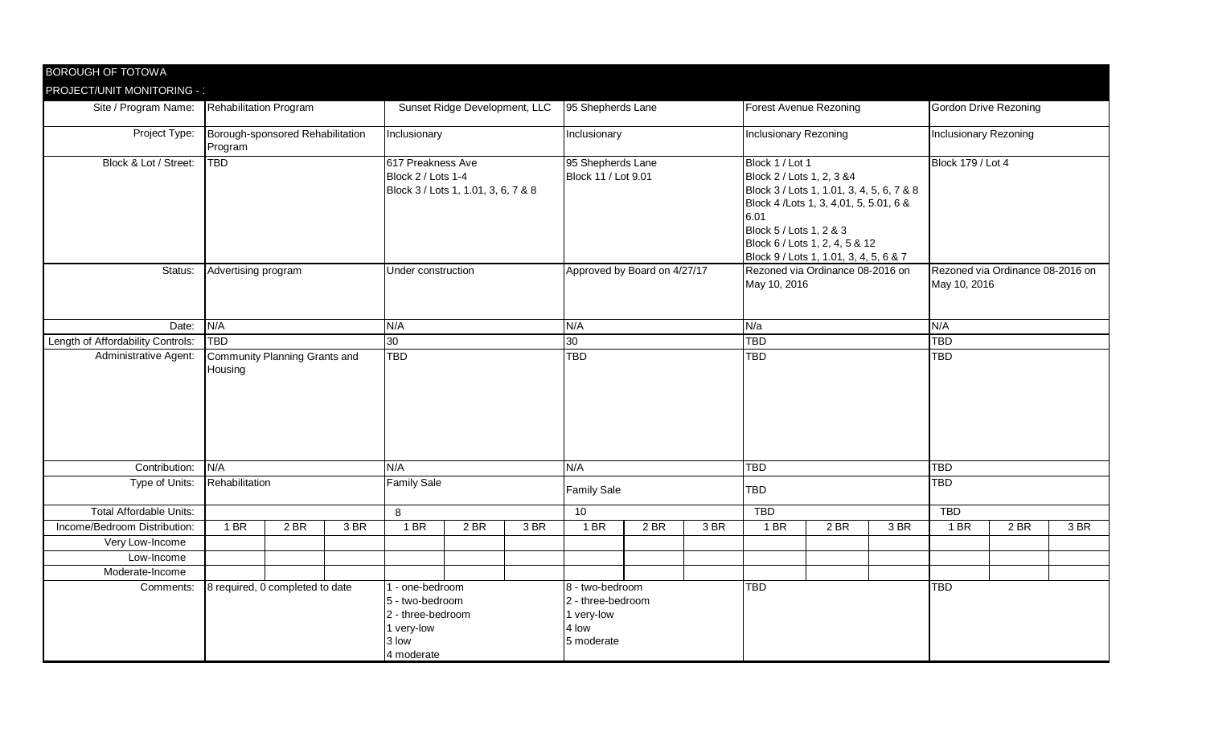BOROUGH OF TOTOWA

PROJECT/UNIT MONITORING - :

| Site / Program Name: | Rehabilitation Program | | | Sunset Ridge Development, LLC | | | 95 Shepherds Lane | | | Forest Avenue Rezoning | | | Gordon Drive Rezoning | | |
|---|---|---|---|---|---|---|---|---|---|---|---|---|---|---|---|
| Project Type: | Borough-sponsored Rehabilitation Program | | | Inclusionary | | | Inclusionary | | | Inclusionary Rezoning | | | Inclusionary Rezoning | | |
| Block & Lot / Street: | TBD | | | 617 Preakness Ave<br>Block 2 / Lots 1-4<br>Block 3 / Lots 1, 1.01, 3, 6, 7 & 8 | | | 95 Shepherds Lane<br>Block 11 / Lot 9.01 | | | Block 1 / Lot 1<br>Block 2 / Lots 1, 2, 3 &4<br>Block 3 / Lots 1, 1.01, 3, 4, 5, 6, 7 & 8<br>Block 4 /Lots 1, 3, 4,01, 5, 5.01, 6 & 6.01<br>Block 5 / Lots 1, 2 & 3<br>Block 6 / Lots 1, 2, 4, 5 & 12<br>Block 9 / Lots 1, 1.01, 3, 4, 5, 6 & 7 | | | Block 179 / Lot 4 | | |
| Status: | Advertising program | | | Under construction | | | Approved by Board on 4/27/17 | | | Rezoned via Ordinance 08-2016 on May 10, 2016 | | | Rezoned via Ordinance 08-2016 on May 10, 2016 | | |
| Date: | N/A | | | N/A | | | N/A | | | N/a | | | N/A | | |
| Length of Affordability Controls: | TBD | | | 30 | | | 30 | | | TBD | | | TBD | | |
| Administrative Agent: | Community Planning Grants and Housing | | | TBD | | | TBD | | | TBD | | | TBD | | |
| Contribution: | N/A | | | N/A | | | N/A | | | TBD | | | TBD | | |
| Type of Units: | Rehabilitation | | | Family Sale | | | Family Sale | | | TBD | | | TBD | | |
| Total Affordable Units: | | | | 8 | | | 10 | | | TBD | | | TBD | | |
| Income/Bedroom Distribution: | 1 BR | 2 BR | 3 BR | 1 BR | 2 BR | 3 BR | 1 BR | 2 BR | 3 BR | 1 BR | 2 BR | 3 BR | 1 BR | 2 BR | 3 BR |
| Very Low-Income | | | | | | | | | | | | | | | |
| Low-Income | | | | | | | | | | | | | | | |
| Moderate-Income | | | | | | | | | | | | | | | |
| Comments: | 8 required, 0 completed to date | | | 1 - one-bedroom<br>5 - two-bedroom<br>2 - three-bedroom<br>1 very-low<br>3 low<br>4 moderate | | | 8 - two-bedroom<br>2 - three-bedroom<br>1 very-low<br>4 low<br>5 moderate | | | TBD | | | TBD | | |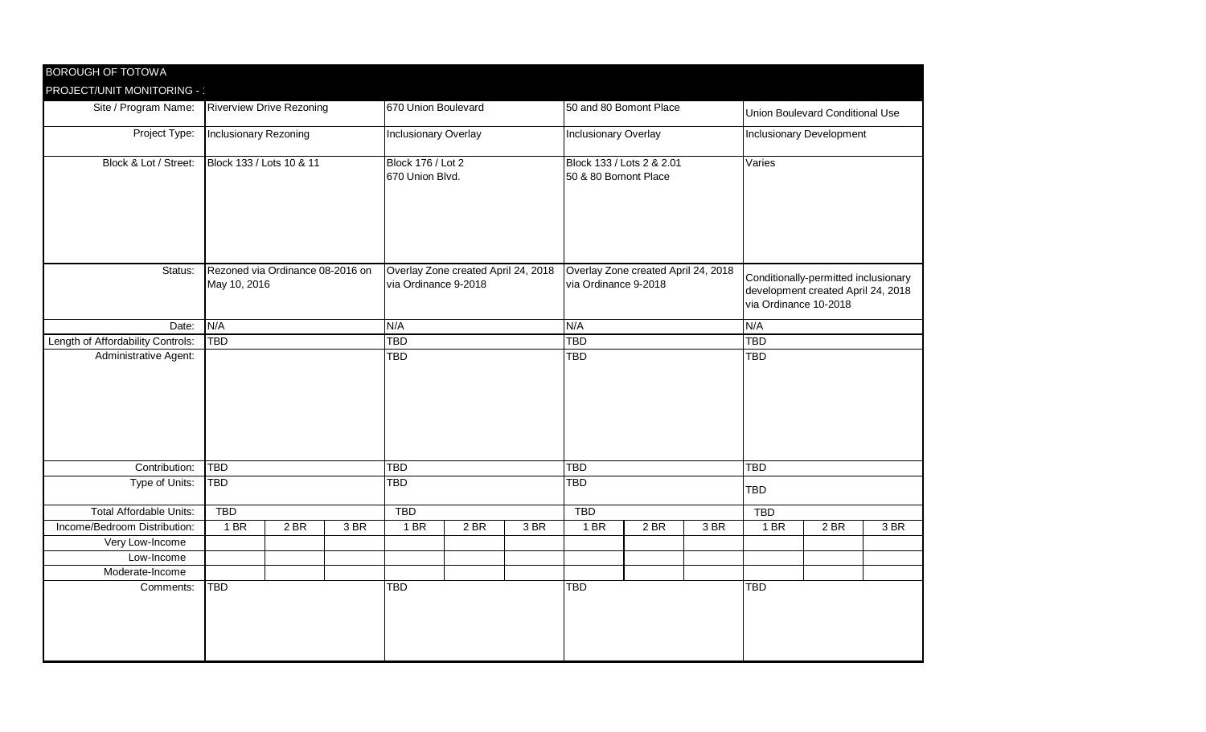BOROUGH OF TOTOWA

PROJECT/UNIT MONITORING - :

| | | | | | | | | | | | | |
|---|---|---|---|---|---|---|---|---|---|---|---|---|
| Site / Program Name: | Riverview Drive Rezoning | | | 670 Union Boulevard | | | 50 and 80 Bomont Place | | | Union Boulevard Conditional Use | | |
| Project Type: | Inclusionary Rezoning | | | Inclusionary Overlay | | | Inclusionary Overlay | | | Inclusionary Development | | |
| Block & Lot / Street: | Block 133 / Lots 10 & 11 | | | Block 176 / Lot 2<br>670 Union Blvd. | | | Block 133 / Lots 2 & 2.01<br>50 & 80 Bomont Place | | | Varies | | |
| Status: | Rezoned via Ordinance 08-2016 on May 10, 2016 | | | Overlay Zone created April 24, 2018 via Ordinance 9-2018 | | | Overlay Zone created April 24, 2018 via Ordinance 9-2018 | | | Conditionally-permitted inclusionary development created April 24, 2018 via Ordinance 10-2018 | | |
| Date: | N/A | | | N/A | | | N/A | | | N/A | | |
| Length of Affordability Controls: | TBD | | | TBD | | | TBD | | | TBD | | |
| Administrative Agent: | | | | TBD | | | TBD | | | TBD | | |
| Contribution: | TBD | | | TBD | | | TBD | | | TBD | | |
| Type of Units: | TBD | | | TBD | | | TBD | | | TBD | | |
| Total Affordable Units: | TBD | | | TBD | | | TBD | | | TBD | | |
| Income/Bedroom Distribution: | 1 BR | 2 BR | 3 BR | 1 BR | 2 BR | 3 BR | 1 BR | 2 BR | 3 BR | 1 BR | 2 BR | 3 BR |
| Very Low-Income | | | | | | | | | | | | |
| Low-Income | | | | | | | | | | | | |
| Moderate-Income | | | | | | | | | | | | |
| Comments: | TBD | | | TBD | | | TBD | | | TBD | | |